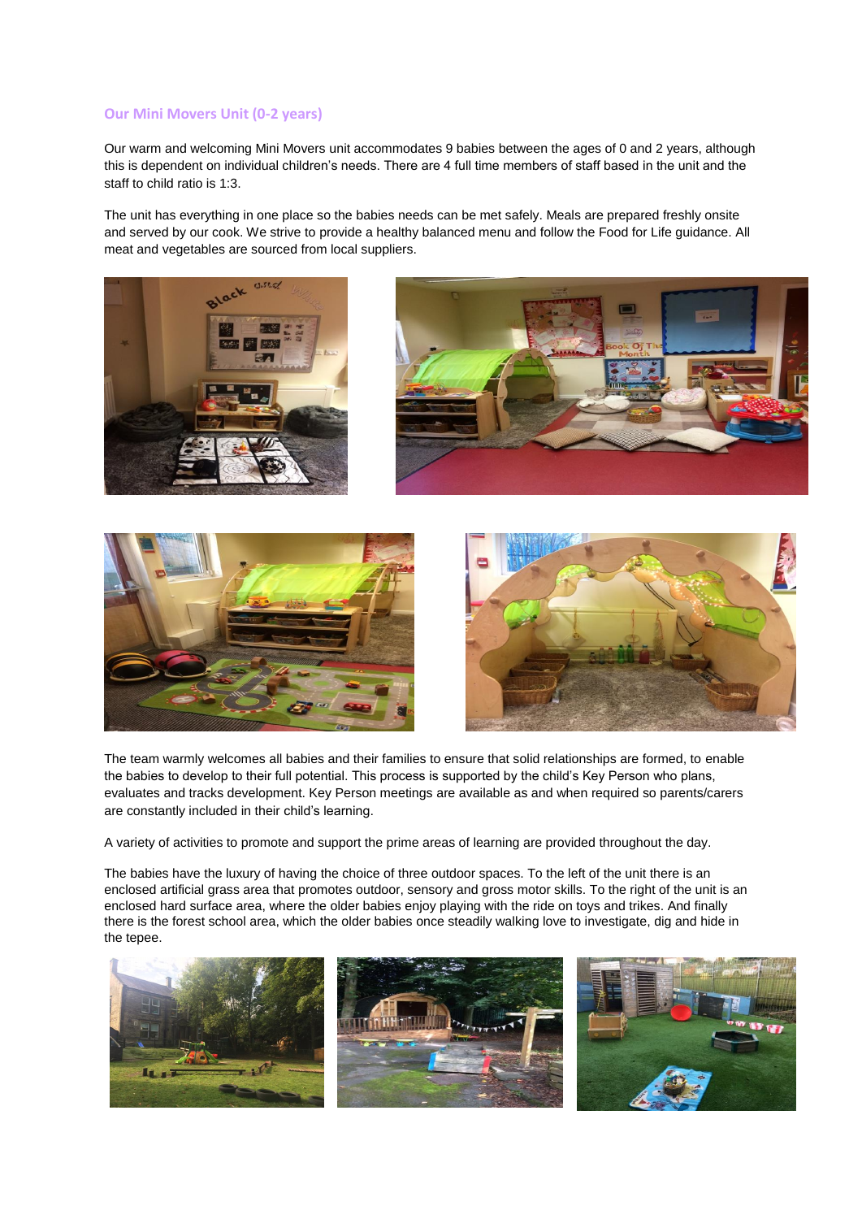## Our Mini Movers Unit (0-2 years)

Our warm and welcoming Mini Movers unit accommodates 9 babies between the ages of 0 and 2 years, although this is dependent on individual children's needs. There are 4 full time members of staff based in the unit and the staff to child ratio is 1:3.

The unit has everything in one place so the babies needs can be met safely. Meals are prepared freshly onsite and served by our cook. We strive to provide a healthy balanced menu and follow the Food for Life guidance. All meat and vegetables are sourced from local suppliers.

The team warmly welcomes all babies and their families to ensure that solid relationships are formed, to enable the babies to develop to their full potential. This process is supported by the child's Key Person who plans, evaluates and tracks development. Key Person meetings are available as and when required so parents/carers are constantly included in their child's learning.

A variety of activities to promote and support the prime areas of learning are provided throughout the day.

The babies have the luxury of having the choice of three outdoor spaces. To the left of the unit there is an enclosed artificial grass area that promotes outdoor, sensory and gross motor skills. To the right of the unit is an enclosed hard surface area, where the older babies enjoy playing with the ride on toys and trikes. And finally there is the forest school area, which the older babies once steadily walking love to investigate, dig and hide in the tepee.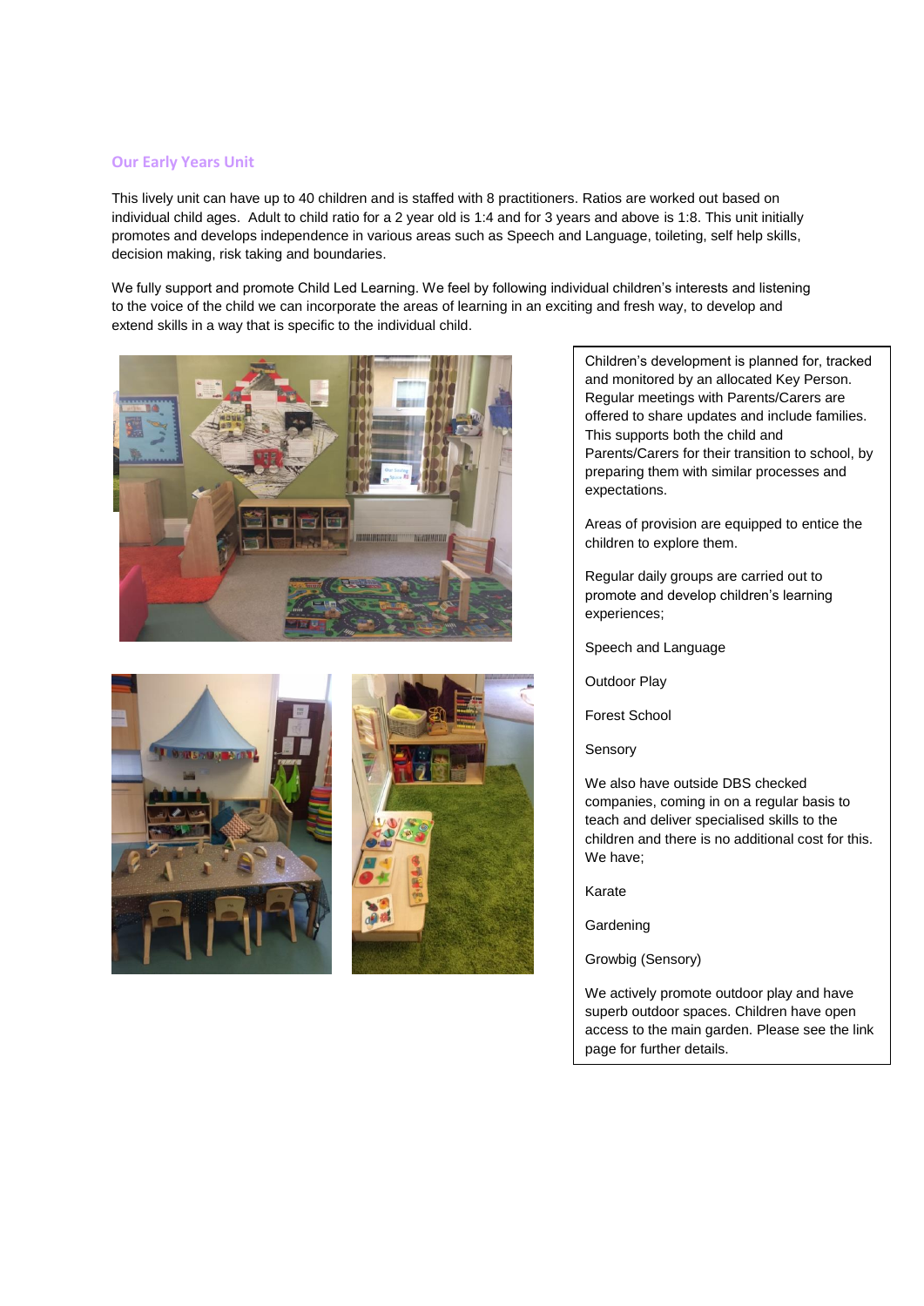## Our Early Years Unit

This lively unit can have up to 40 children and is staffed with 8 practitioners. Ratios are worked out based on individual child ages. Adult to child ratio for a 2 year old is 1:4 and for 3 years and above is 1:8. This unit initially promotes and develops independence in various areas such as Speech and Language, toileting, self help skills, decision making, risk taking and boundaries.

We fully support and promote Child Led Learning. We feel by following individual children's interests and listening to the voice of the child we can incorporate the areas of learning in an exciting and fresh way, to develop and extend skills in a way that is specific to the individual child.

Children's development is planned for, tracked and monitored by an allocated Key Person. Regular meetings with Parents/Carers are offered to share updates and include families. This supports both the child and Parents/Carers for their transition to school, by preparing them with similar processes and expectations.

Areas of provision are equipped to entice the children to explore them.

Regular daily groups are carried out to promote and develop children's learning experiences;

Speech and Language

Outdoor Play

Forest School

Sensory

We also have outside DBS checked companies, coming in on a regular basis to teach and deliver specialised skills to the children and there is no additional cost for this. We have;

Karate

Gardening

Growbig (Sensory)

We actively promote outdoor play and have superb outdoor spaces. Children have open access to the main garden. Please see the link page for further details.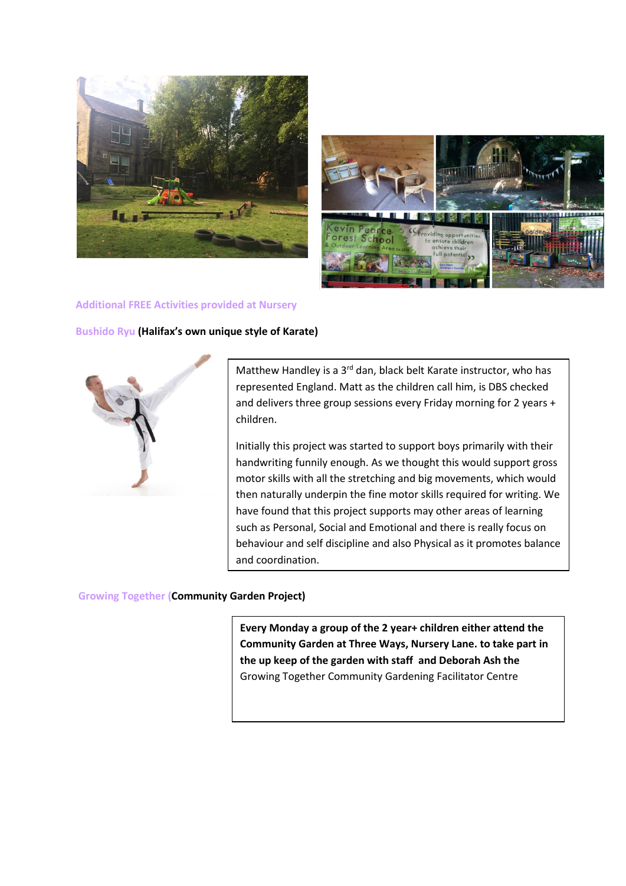## Additional FREE Activities provided at Nursery

### Bushido Ryu **(Halifax's own unique style of Karate)**

Matthew Handley is a 3rd dan, black belt Karate instructor, who has represented England. Matt as the children call him, is DBS checked and delivers three group sessions every Friday morning for 2 years + children.

Initially this project was started to support boys primarily with their handwriting funnily enough. As we thought this would support gross motor skills with all the stretching and big movements, which would then naturally underpin the fine motor skills required for writing. We have found that this project supports may other areas of learning such as Personal, Social and Emotional and there is really focus on behaviour and self discipline and also Physical as it promotes balance and coordination.

### Growing Together (**Community Garden Project)**

**Every Monday a group of the 2 year+ children either attend the Community Garden at Three Ways, Nursery Lane. to take part in the up keep of the garden with staff and Deborah Ash the** Growing Together Community Gardening Facilitator Centre